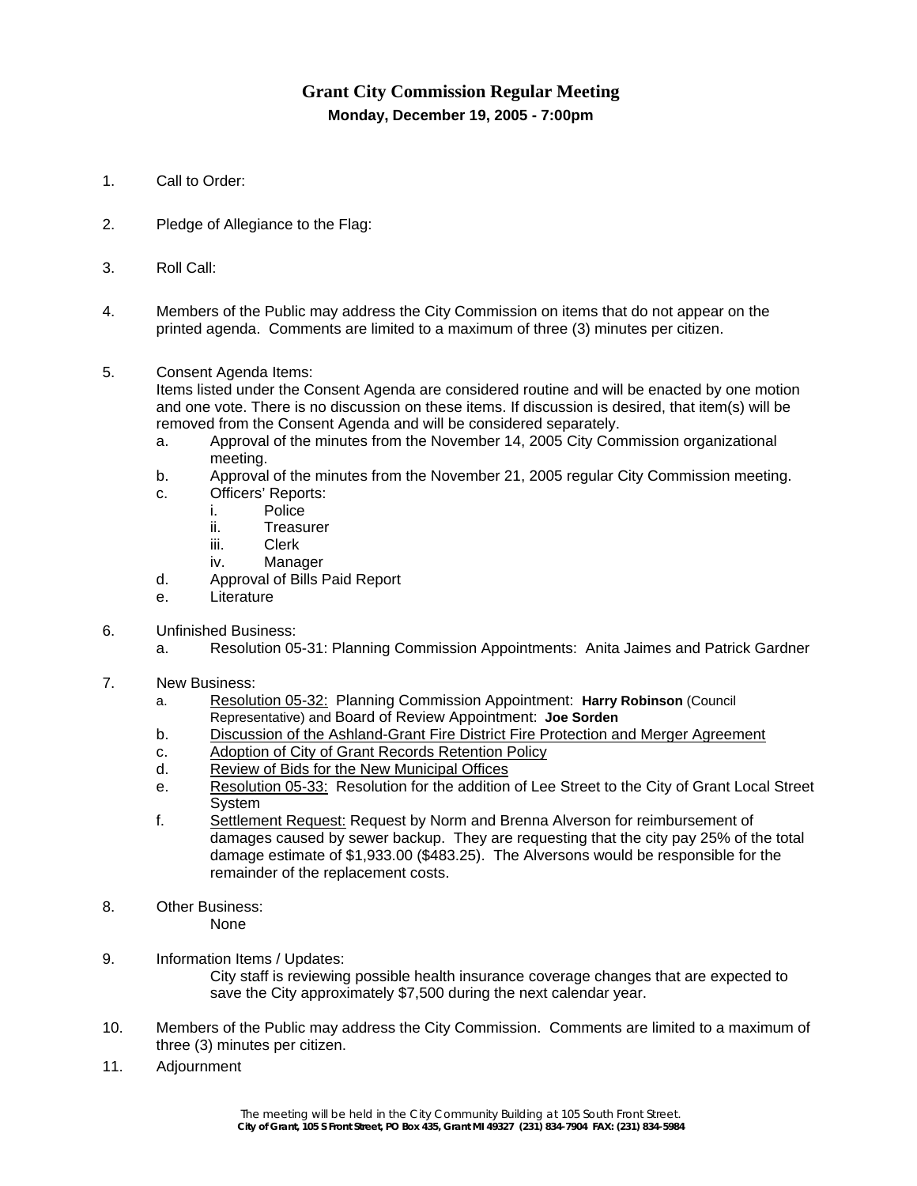# Grant City Commission Regular Meeting

**Monday, December 19, 2005 - 7:00pm**

1. Call to Order:

2. Pledge of Allegiance to the Flag:

3. Roll Call:

4. Members of the Public may address the City Commission on items that do not appear on the printed agenda. Comments are limited to a maximum of three (3) minutes per citizen.

5. Consent Agenda Items:
   Items listed under the Consent Agenda are considered routine and will be enacted by one motion and one vote. There is no discussion on these items. If discussion is desired, that item(s) will be removed from the Consent Agenda and will be considered separately.
   a. Approval of the minutes from the November 14, 2005 City Commission organizational meeting.
   b. Approval of the minutes from the November 21, 2005 regular City Commission meeting.
   c. Officers' Reports:
      i. Police
      ii. Treasurer
      iii. Clerk
      iv. Manager
   d. Approval of Bills Paid Report
   e. Literature

6. Unfinished Business:
   a. Resolution 05-31: Planning Commission Appointments: Anita Jaimes and Patrick Gardner

7. New Business:
   a. <u>Resolution 05-32:</u> Planning Commission Appointment: **Harry Robinson** (Council Representative) and Board of Review Appointment: **Joe Sorden**
   b. <u>Discussion of the Ashland-Grant Fire District Fire Protection and Merger Agreement</u>
   c. <u>Adoption of City of Grant Records Retention Policy</u>
   d. <u>Review of Bids for the New Municipal Offices</u>
   e. <u>Resolution 05-33:</u> Resolution for the addition of Lee Street to the City of Grant Local Street System
   f. <u>Settlement Request:</u> Request by Norm and Brenna Alverson for reimbursement of damages caused by sewer backup. They are requesting that the city pay 25% of the total damage estimate of $1,933.00 ($483.25). The Alversons would be responsible for the remainder of the replacement costs.

8. Other Business:
   None

9. Information Items / Updates:
   City staff is reviewing possible health insurance coverage changes that are expected to save the City approximately $7,500 during the next calendar year.

10. Members of the Public may address the City Commission. Comments are limited to a maximum of three (3) minutes per citizen.

11. Adjournment

*The meeting will be held in the City Community Building at 105 South Front Street.*
**City of Grant, 105 S Front Street, PO Box 435, Grant MI 49327 (231) 834-7904 FAX: (231) 834-5984**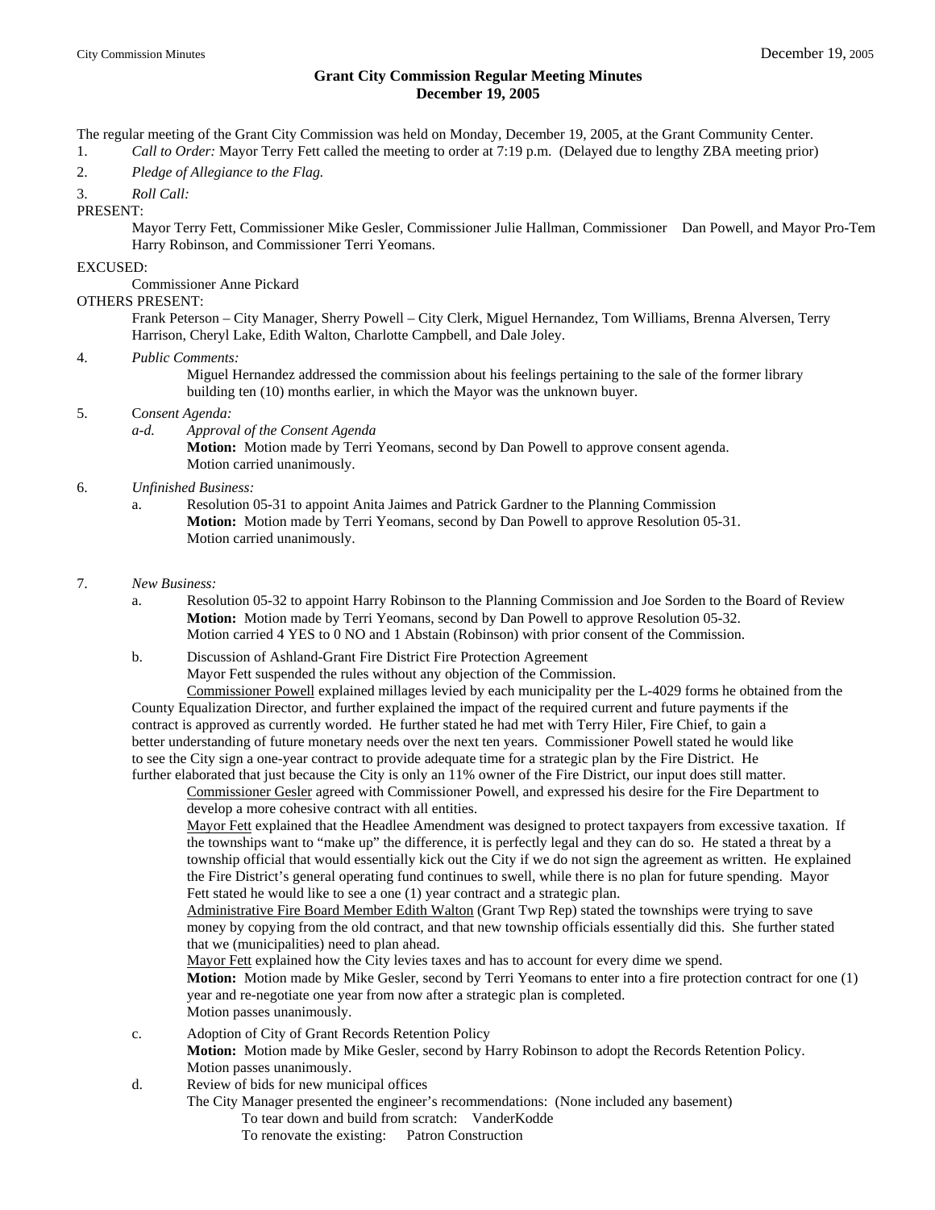# Grant City Commission Regular Meeting Minutes
## December 19, 2005

The regular meeting of the Grant City Commission was held on Monday, December 19, 2005, at the Grant Community Center.

1. *Call to Order:* Mayor Terry Fett called the meeting to order at 7:19 p.m. (Delayed due to lengthy ZBA meeting prior)

2. *Pledge of Allegiance to the Flag.*

3. *Roll Call:*

PRESENT:

Mayor Terry Fett, Commissioner Mike Gesler, Commissioner Julie Hallman, Commissioner Dan Powell, and Mayor Pro-Tem Harry Robinson, and Commissioner Terri Yeomans.

EXCUSED:

Commissioner Anne Pickard

OTHERS PRESENT:

Frank Peterson – City Manager, Sherry Powell – City Clerk, Miguel Hernandez, Tom Williams, Brenna Alversen, Terry Harrison, Cheryl Lake, Edith Walton, Charlotte Campbell, and Dale Joley.

4. *Public Comments:*

   Miguel Hernandez addressed the commission about his feelings pertaining to the sale of the former library building ten (10) months earlier, in which the Mayor was the unknown buyer.

5. C*onsent Agenda:*

   *a-d.* *Approval of the Consent Agenda*
   **Motion:** Motion made by Terri Yeomans, second by Dan Powell to approve consent agenda.
   Motion carried unanimously.

6. *Unfinished Business:*

   a. Resolution 05-31 to appoint Anita Jaimes and Patrick Gardner to the Planning Commission
   **Motion:** Motion made by Terri Yeomans, second by Dan Powell to approve Resolution 05-31.
   Motion carried unanimously.

7. *New Business:*

   a. Resolution 05-32 to appoint Harry Robinson to the Planning Commission and Joe Sorden to the Board of Review
   **Motion:** Motion made by Terri Yeomans, second by Dan Powell to approve Resolution 05-32.
   Motion carried 4 YES to 0 NO and 1 Abstain (Robinson) with prior consent of the Commission.

   b. Discussion of Ashland-Grant Fire District Fire Protection Agreement
   Mayor Fett suspended the rules without any objection of the Commission.

   Commissioner Powell explained millages levied by each municipality per the L-4029 forms he obtained from the County Equalization Director, and further explained the impact of the required current and future payments if the contract is approved as currently worded. He further stated he had met with Terry Hiler, Fire Chief, to gain a better understanding of future monetary needs over the next ten years. Commissioner Powell stated he would like to see the City sign a one-year contract to provide adequate time for a strategic plan by the Fire District. He further elaborated that just because the City is only an 11% owner of the Fire District, our input does still matter.

   Commissioner Gesler agreed with Commissioner Powell, and expressed his desire for the Fire Department to develop a more cohesive contract with all entities.

   Mayor Fett explained that the Headlee Amendment was designed to protect taxpayers from excessive taxation. If the townships want to "make up" the difference, it is perfectly legal and they can do so. He stated a threat by a township official that would essentially kick out the City if we do not sign the agreement as written. He explained the Fire District's general operating fund continues to swell, while there is no plan for future spending. Mayor Fett stated he would like to see a one (1) year contract and a strategic plan.

   Administrative Fire Board Member Edith Walton (Grant Twp Rep) stated the townships were trying to save money by copying from the old contract, and that new township officials essentially did this. She further stated that we (municipalities) need to plan ahead.

   Mayor Fett explained how the City levies taxes and has to account for every dime we spend.

   **Motion:** Motion made by Mike Gesler, second by Terri Yeomans to enter into a fire protection contract for one (1) year and re-negotiate one year from now after a strategic plan is completed.
   Motion passes unanimously.

   c. Adoption of City of Grant Records Retention Policy
   **Motion:** Motion made by Mike Gesler, second by Harry Robinson to adopt the Records Retention Policy.
   Motion passes unanimously.

   d. Review of bids for new municipal offices
   The City Manager presented the engineer's recommendations: (None included any basement)
   To tear down and build from scratch: VanderKodde
   To renovate the existing: Patron Construction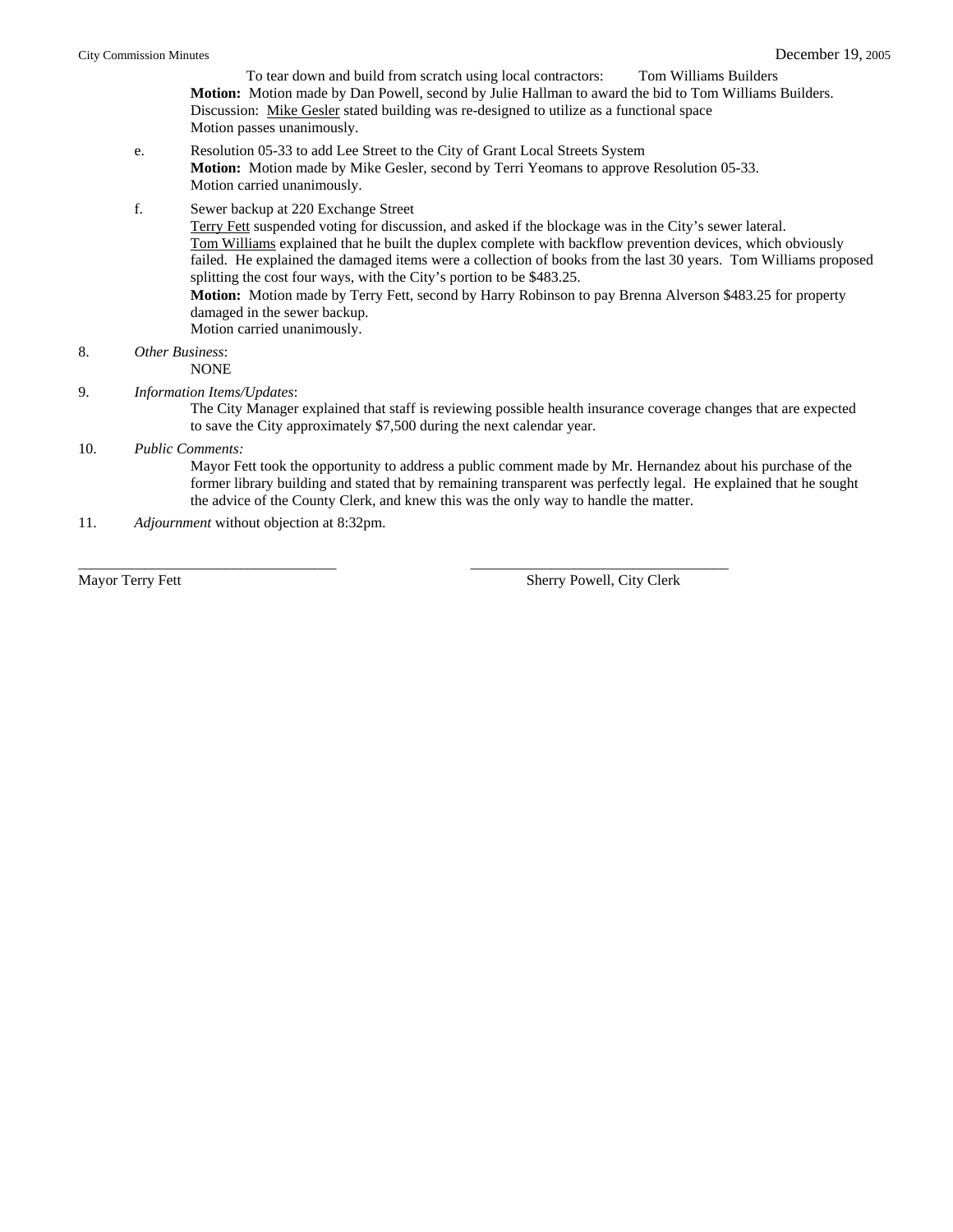To tear down and build from scratch using local contractors: Tom Williams Builders

**Motion:** Motion made by Dan Powell, second by Julie Hallman to award the bid to Tom Williams Builders.
Discussion: <u>Mike Gesler</u> stated building was re-designed to utilize as a functional space
Motion passes unanimously.

e. Resolution 05-33 to add Lee Street to the City of Grant Local Streets System
**Motion:** Motion made by Mike Gesler, second by Terri Yeomans to approve Resolution 05-33.
Motion carried unanimously.

f. Sewer backup at 220 Exchange Street
<u>Terry Fett</u> suspended voting for discussion, and asked if the blockage was in the City's sewer lateral.
<u>Tom Williams</u> explained that he built the duplex complete with backflow prevention devices, which obviously failed. He explained the damaged items were a collection of books from the last 30 years. Tom Williams proposed splitting the cost four ways, with the City's portion to be $483.25.
**Motion:** Motion made by Terry Fett, second by Harry Robinson to pay Brenna Alverson $483.25 for property damaged in the sewer backup.
Motion carried unanimously.

8. *Other Business*:
NONE

9. *Information Items/Updates*:
The City Manager explained that staff is reviewing possible health insurance coverage changes that are expected to save the City approximately $7,500 during the next calendar year.

10. *Public Comments:*
Mayor Fett took the opportunity to address a public comment made by Mr. Hernandez about his purchase of the former library building and stated that by remaining transparent was perfectly legal. He explained that he sought the advice of the County Clerk, and knew this was the only way to handle the matter.

11. *Adjournment* without objection at 8:32pm.

\_\_\_\_\_\_\_\_\_\_\_\_\_\_\_\_\_\_\_\_\_\_\_\_\_\_\_\_\_\_\_\_\_\_\_ \_\_\_\_\_\_\_\_\_\_\_\_\_\_\_\_\_\_\_\_\_\_\_\_\_\_\_\_\_\_\_\_\_\_\_

Mayor Terry Fett Sherry Powell, City Clerk